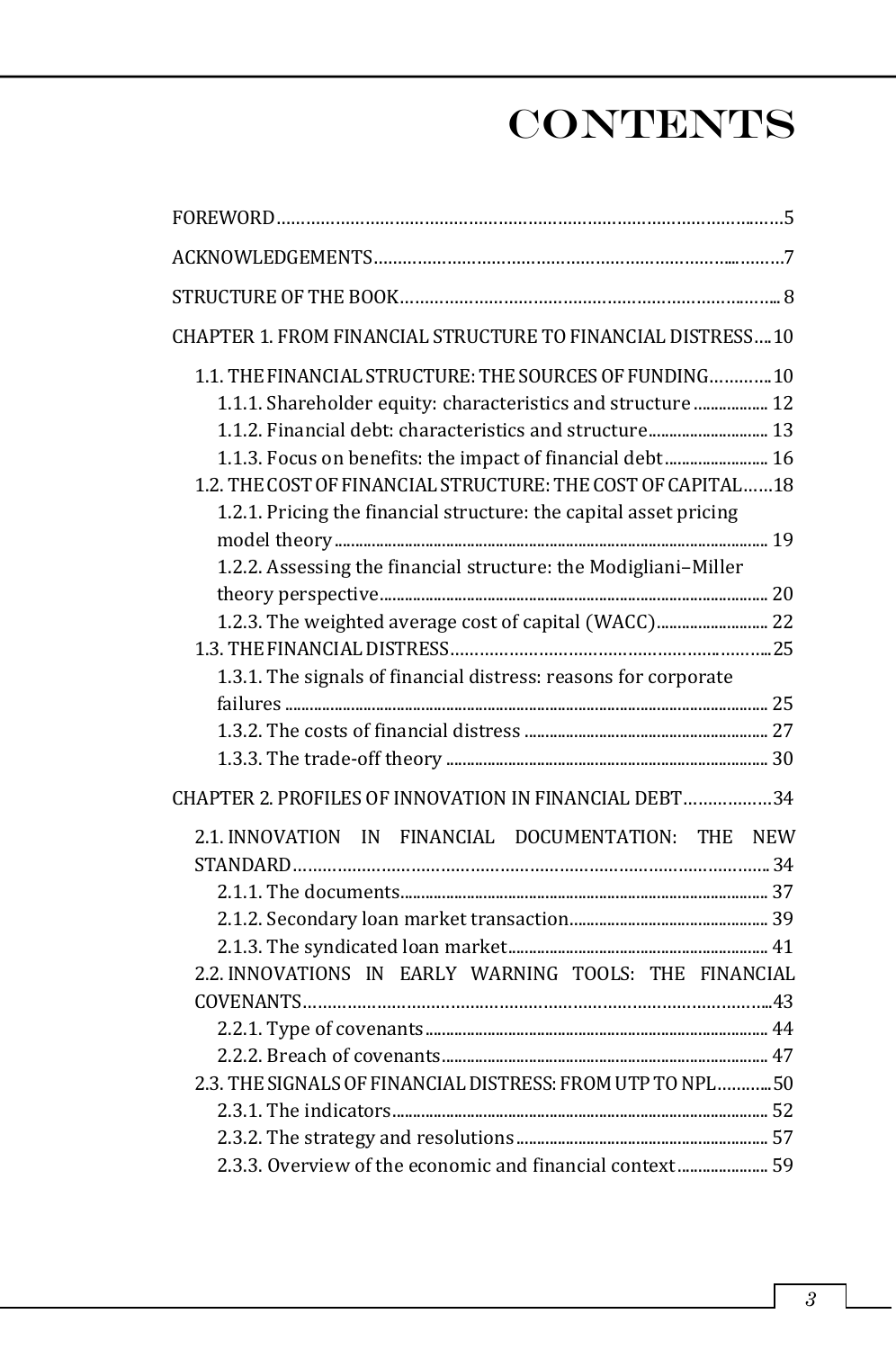# CONTENTS

FOREWORD ........................................................................................................ 5

ACKNOWLEDGEMENTS ........................................................................................ 7

STRUCTURE OF THE BOOK .................................................................................. 8

CHAPTER 1. FROM FINANCIAL STRUCTURE TO FINANCIAL DISTRESS .... 10

- 1.1. THE FINANCIAL STRUCTURE: THE SOURCES OF FUNDING ............ 10
  - 1.1.1. Shareholder equity: characteristics and structure .................. 12
  - 1.1.2. Financial debt: characteristics and structure ............................ 13
  - 1.1.3. Focus on benefits: the impact of financial debt ......................... 16
- 1.2. THE COST OF FINANCIAL STRUCTURE: THE COST OF CAPITAL ...... 18
  - 1.2.1. Pricing the financial structure: the capital asset pricing model theory ...................................................................................................... 19
  - 1.2.2. Assessing the financial structure: the Modigliani–Miller theory perspective ........................................................................................... 20
  - 1.2.3. The weighted average cost of capital (WACC) ........................... 22
- 1.3. THE FINANCIAL DISTRESS ........................................................................ 25
  - 1.3.1. The signals of financial distress: reasons for corporate failures ....................................................................................................... 25
  - 1.3.2. The costs of financial distress .......................................................... 27
  - 1.3.3. The trade-off theory ............................................................................ 30

CHAPTER 2. PROFILES OF INNOVATION IN FINANCIAL DEBT .................. 34

- 2.1. INNOVATION IN FINANCIAL DOCUMENTATION: THE NEW STANDARD ........................................................................................................ 34
  - 2.1.1. The documents ....................................................................................... 37
  - 2.1.2. Secondary loan market transaction ............................................... 39
  - 2.1.3. The syndicated loan market .............................................................. 41
- 2.2. INNOVATIONS IN EARLY WARNING TOOLS: THE FINANCIAL COVENANTS ..................................................................................................... 43
  - 2.2.1. Type of covenants ................................................................................. 44
  - 2.2.2. Breach of covenants ............................................................................. 47
- 2.3. THE SIGNALS OF FINANCIAL DISTRESS: FROM UTP TO NPL ............ 50
  - 2.3.1. The indicators ......................................................................................... 52
  - 2.3.2. The strategy and resolutions ............................................................ 57
  - 2.3.3. Overview of the economic and financial context ...................... 59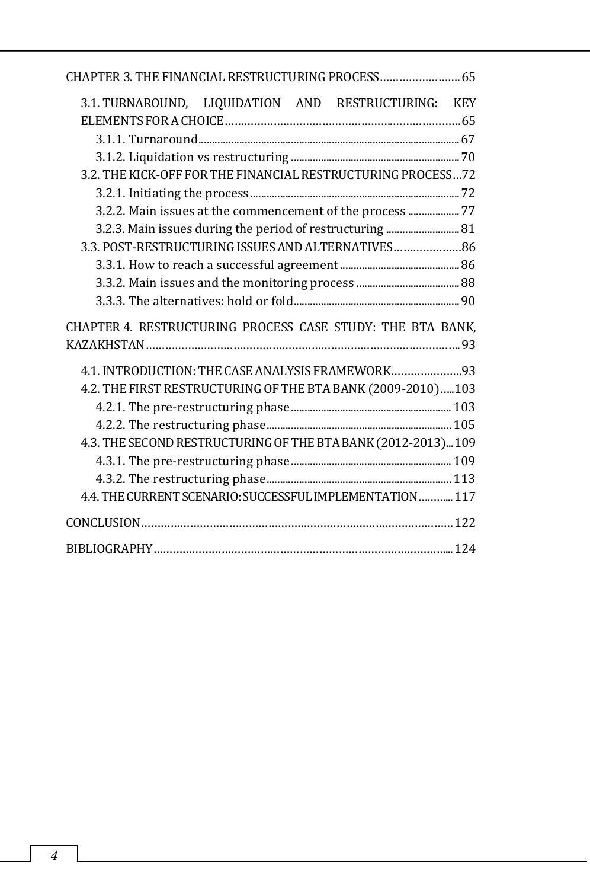CHAPTER 3. THE FINANCIAL RESTRUCTURING PROCESS........................ 65

3.1. TURNAROUND, LIQUIDATION AND RESTRUCTURING: KEY ELEMENTS FOR A CHOICE..........................................................................65

3.1.1. Turnaround.............................................................................................. 67

3.1.2. Liquidation vs restructuring ............................................................ 70

3.2. THE KICK-OFF FOR THE FINANCIAL RESTRUCTURING PROCESS...72

3.2.1. Initiating the process ........................................................................... 72

3.2.2. Main issues at the commencement of the process .................. 77

3.2.3. Main issues during the period of restructuring ......................... 81

3.3. POST-RESTRUCTURING ISSUES AND ALTERNATIVES....................86

3.3.1. How to reach a successful agreement ........................................... 86

3.3.2. Main issues and the monitoring process ..................................... 88

3.3.3. The alternatives: hold or fold........................................................... 90

CHAPTER 4. RESTRUCTURING PROCESS CASE STUDY: THE BTA BANK, KAZAKHSTAN....................................................................................... 93

4.1. INTRODUCTION: THE CASE ANALYSIS FRAMEWORK.....................93

4.2. THE FIRST RESTRUCTURING OF THE BTA BANK (2009-2010).....103

4.2.1. The pre-restructuring phase.......................................................... 103

4.2.2. The restructuring phase.................................................................. 105

4.3. THE SECOND RESTRUCTURING OF THE BTA BANK (2012-2013)...109

4.3.1. The pre-restructuring phase.......................................................... 109

4.3.2. The restructuring phase.................................................................. 113

4.4. THE CURRENT SCENARIO: SUCCESSFUL IMPLEMENTATION.......... 117

CONCLUSION........................................................................................... 122

BIBLIOGRAPHY....................................................................................... 124